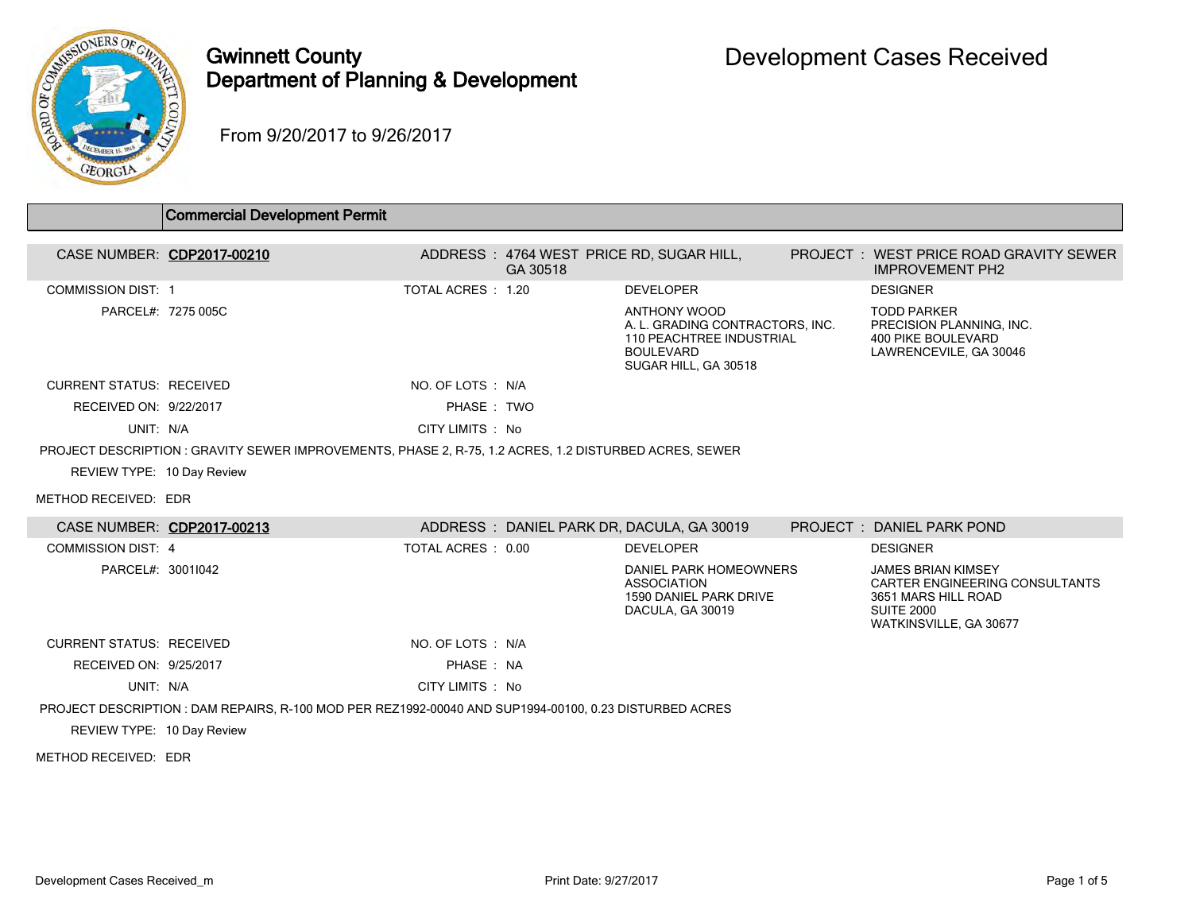# Gwinnett County
## Department of Planning & Development

# Development Cases Received

From 9/20/2017 to 9/26/2017

## Commercial Development Permit

**CASE NUMBER: CDP2017-00210** ADDRESS : 4764 WEST PRICE RD, SUGAR HILL, GA 30518 PROJECT : WEST PRICE ROAD GRAVITY SEWER IMPROVEMENT PH2

COMMISSION DIST: 1
TOTAL ACRES : 1.20
PARCEL#: 7275 005C

DEVELOPER
ANTHONY WOOD
A. L. GRADING CONTRACTORS, INC.
110 PEACHTREE INDUSTRIAL BOULEVARD
SUGAR HILL, GA 30518

DESIGNER
TODD PARKER
PRECISION PLANNING, INC.
400 PIKE BOULEVARD
LAWRENCEVILE, GA 30046

CURRENT STATUS: RECEIVED
NO. OF LOTS : N/A
RECEIVED ON: 9/22/2017
PHASE : TWO
UNIT: N/A
CITY LIMITS : No

PROJECT DESCRIPTION : GRAVITY SEWER IMPROVEMENTS, PHASE 2, R-75, 1.2 ACRES, 1.2 DISTURBED ACRES, SEWER

REVIEW TYPE: 10 Day Review

METHOD RECEIVED: EDR

**CASE NUMBER: CDP2017-00213** ADDRESS : DANIEL PARK DR, DACULA, GA 30019 PROJECT : DANIEL PARK POND

COMMISSION DIST: 4
TOTAL ACRES : 0.00
PARCEL#: 3001I042

DEVELOPER
DANIEL PARK HOMEOWNERS ASSOCIATION
1590 DANIEL PARK DRIVE
DACULA, GA 30019

DESIGNER
JAMES BRIAN KIMSEY
CARTER ENGINEERING CONSULTANTS
3651 MARS HILL ROAD
SUITE 2000
WATKINSVILLE, GA 30677

CURRENT STATUS: RECEIVED
NO. OF LOTS : N/A
RECEIVED ON: 9/25/2017
PHASE : NA
UNIT: N/A
CITY LIMITS : No

PROJECT DESCRIPTION : DAM REPAIRS, R-100 MOD PER REZ1992-00040 AND SUP1994-00100, 0.23 DISTURBED ACRES

REVIEW TYPE: 10 Day Review

METHOD RECEIVED: EDR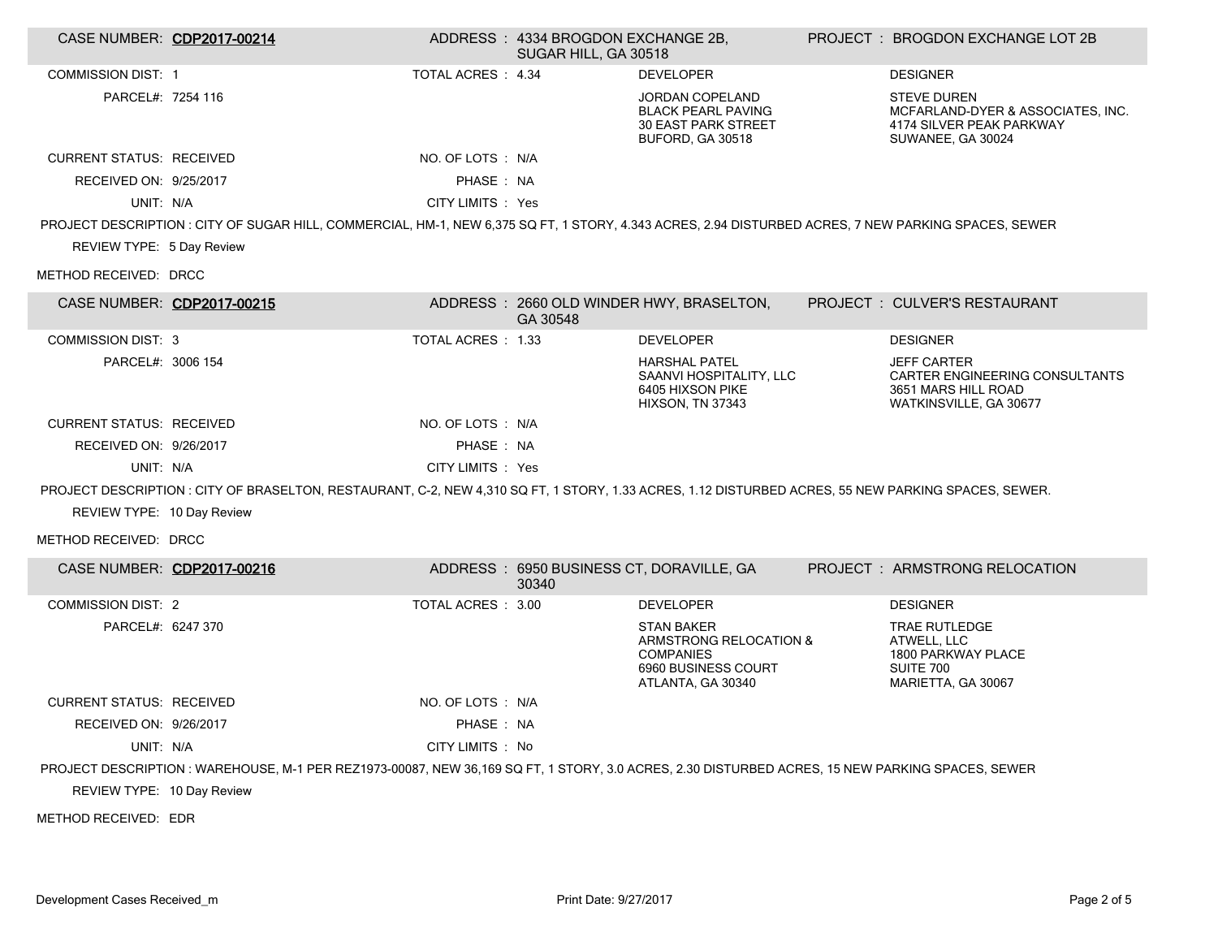**CASE NUMBER:** CDP2017-00214 | **ADDRESS:** 4334 BROGDON EXCHANGE 2B, SUGAR HILL, GA 30518 | **PROJECT:** BROGDON EXCHANGE LOT 2B

| | | | |
|---|---|---|---|
| COMMISSION DIST: 1 | TOTAL ACRES: 4.34 | **DEVELOPER** | **DESIGNER** |
| PARCEL#: 7254 116 | | JORDAN COPELAND<br>BLACK PEARL PAVING<br>30 EAST PARK STREET<br>BUFORD, GA 30518 | STEVE DUREN<br>MCFARLAND-DYER & ASSOCIATES, INC.<br>4174 SILVER PEAK PARKWAY<br>SUWANEE, GA 30024 |
| CURRENT STATUS: RECEIVED | NO. OF LOTS: N/A | | |
| RECEIVED ON: 9/25/2017 | PHASE: NA | | |
| UNIT: N/A | CITY LIMITS: Yes | | |

PROJECT DESCRIPTION : CITY OF SUGAR HILL, COMMERCIAL, HM-1, NEW 6,375 SQ FT, 1 STORY, 4.343 ACRES, 2.94 DISTURBED ACRES, 7 NEW PARKING SPACES, SEWER

REVIEW TYPE: 5 Day Review

METHOD RECEIVED: DRCC

**CASE NUMBER:** CDP2017-00215 | **ADDRESS:** 2660 OLD WINDER HWY, BRASELTON, GA 30548 | **PROJECT:** CULVER'S RESTAURANT

| | | | |
|---|---|---|---|
| COMMISSION DIST: 3 | TOTAL ACRES: 1.33 | **DEVELOPER** | **DESIGNER** |
| PARCEL#: 3006 154 | | HARSHAL PATEL<br>SAANVI HOSPITALITY, LLC<br>6405 HIXSON PIKE<br>HIXSON, TN 37343 | JEFF CARTER<br>CARTER ENGINEERING CONSULTANTS<br>3651 MARS HILL ROAD<br>WATKINSVILLE, GA 30677 |
| CURRENT STATUS: RECEIVED | NO. OF LOTS: N/A | | |
| RECEIVED ON: 9/26/2017 | PHASE: NA | | |
| UNIT: N/A | CITY LIMITS: Yes | | |

PROJECT DESCRIPTION : CITY OF BRASELTON, RESTAURANT, C-2, NEW 4,310 SQ FT, 1 STORY, 1.33 ACRES, 1.12 DISTURBED ACRES, 55 NEW PARKING SPACES, SEWER.

REVIEW TYPE: 10 Day Review

METHOD RECEIVED: DRCC

**CASE NUMBER:** CDP2017-00216 | **ADDRESS:** 6950 BUSINESS CT, DORAVILLE, GA 30340 | **PROJECT:** ARMSTRONG RELOCATION

| | | | |
|---|---|---|---|
| COMMISSION DIST: 2 | TOTAL ACRES: 3.00 | **DEVELOPER** | **DESIGNER** |
| PARCEL#: 6247 370 | | STAN BAKER<br>ARMSTRONG RELOCATION & COMPANIES<br>6960 BUSINESS COURT<br>ATLANTA, GA 30340 | TRAE RUTLEDGE<br>ATWELL, LLC<br>1800 PARKWAY PLACE<br>SUITE 700<br>MARIETTA, GA 30067 |
| CURRENT STATUS: RECEIVED | NO. OF LOTS: N/A | | |
| RECEIVED ON: 9/26/2017 | PHASE: NA | | |
| UNIT: N/A | CITY LIMITS: No | | |

PROJECT DESCRIPTION : WAREHOUSE, M-1 PER REZ1973-00087, NEW 36,169 SQ FT, 1 STORY, 3.0 ACRES, 2.30 DISTURBED ACRES, 15 NEW PARKING SPACES, SEWER

REVIEW TYPE: 10 Day Review

METHOD RECEIVED: EDR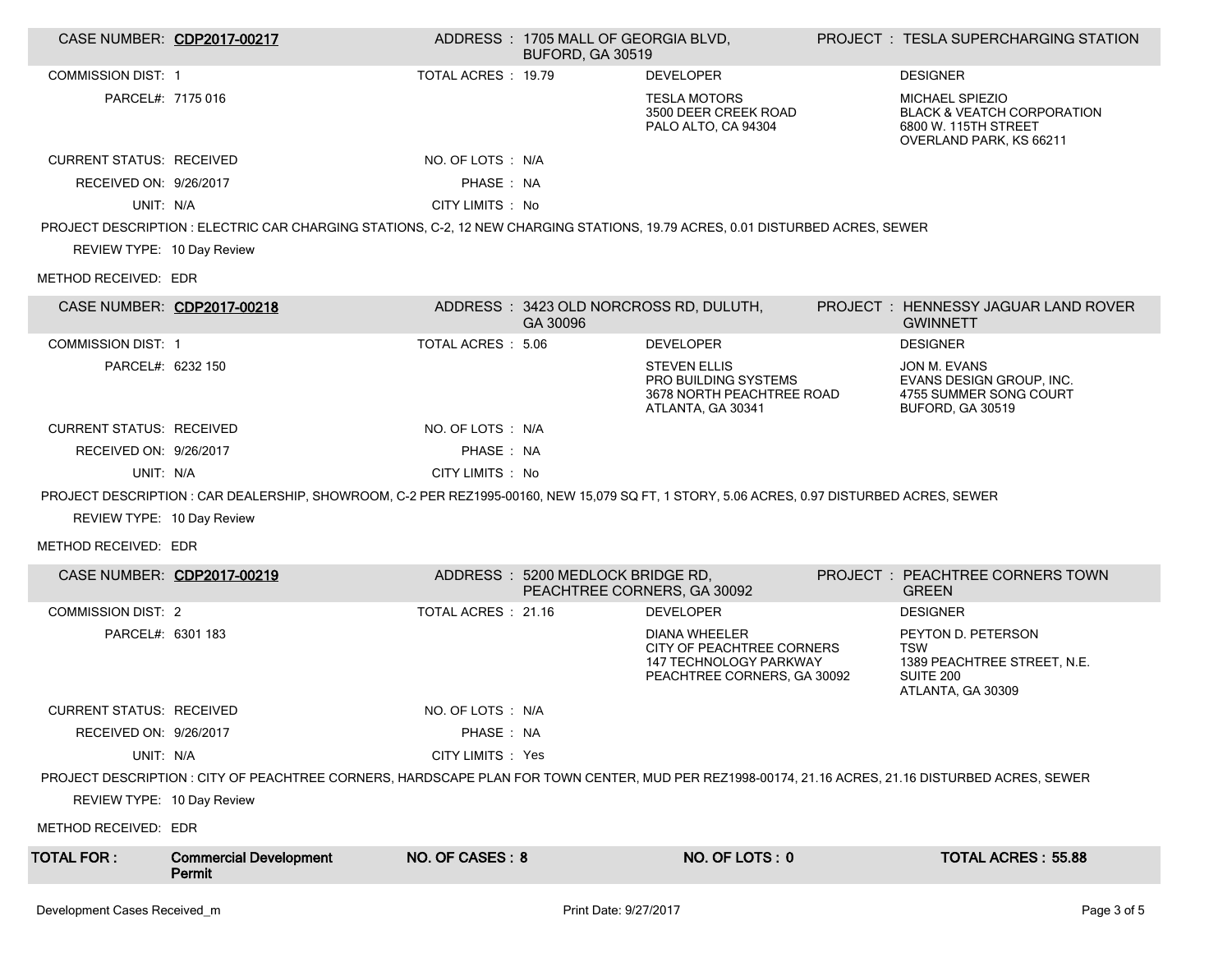**CASE NUMBER: CDP2017-00217** | ADDRESS : 1705 MALL OF GEORGIA BLVD, BUFORD, GA 30519 | PROJECT : TESLA SUPERCHARGING STATION

| | | | | |
|---|---|---|---|---|
| COMMISSION DIST: 1 | TOTAL ACRES : 19.79 | DEVELOPER | DESIGNER |
| PARCEL#: 7175 016 | | TESLA MOTORS<br>3500 DEER CREEK ROAD<br>PALO ALTO, CA 94304 | MICHAEL SPIEZIO<br>BLACK & VEATCH CORPORATION<br>6800 W. 115TH STREET<br>OVERLAND PARK, KS 66211 |
| CURRENT STATUS: RECEIVED | NO. OF LOTS : N/A | | |
| RECEIVED ON: 9/26/2017 | PHASE : NA | | |
| UNIT: N/A | CITY LIMITS : No | | |

PROJECT DESCRIPTION : ELECTRIC CAR CHARGING STATIONS, C-2, 12 NEW CHARGING STATIONS, 19.79 ACRES, 0.01 DISTURBED ACRES, SEWER

REVIEW TYPE: 10 Day Review

METHOD RECEIVED: EDR

**CASE NUMBER: CDP2017-00218** | ADDRESS : 3423 OLD NORCROSS RD, DULUTH, GA 30096 | PROJECT : HENNESSY JAGUAR LAND ROVER GWINNETT

| | | | |
|---|---|---|---|
| COMMISSION DIST: 1 | TOTAL ACRES : 5.06 | DEVELOPER | DESIGNER |
| PARCEL#: 6232 150 | | STEVEN ELLIS<br>PRO BUILDING SYSTEMS<br>3678 NORTH PEACHTREE ROAD<br>ATLANTA, GA 30341 | JON M. EVANS<br>EVANS DESIGN GROUP, INC.<br>4755 SUMMER SONG COURT<br>BUFORD, GA 30519 |
| CURRENT STATUS: RECEIVED | NO. OF LOTS : N/A | | |
| RECEIVED ON: 9/26/2017 | PHASE : NA | | |
| UNIT: N/A | CITY LIMITS : No | | |

PROJECT DESCRIPTION : CAR DEALERSHIP, SHOWROOM, C-2 PER REZ1995-00160, NEW 15,079 SQ FT, 1 STORY, 5.06 ACRES, 0.97 DISTURBED ACRES, SEWER

REVIEW TYPE: 10 Day Review

METHOD RECEIVED: EDR

**CASE NUMBER: CDP2017-00219** | ADDRESS : 5200 MEDLOCK BRIDGE RD, PEACHTREE CORNERS, GA 30092 | PROJECT : PEACHTREE CORNERS TOWN GREEN

| | | | |
|---|---|---|---|
| COMMISSION DIST: 2 | TOTAL ACRES : 21.16 | DEVELOPER | DESIGNER |
| PARCEL#: 6301 183 | | DIANA WHEELER<br>CITY OF PEACHTREE CORNERS<br>147 TECHNOLOGY PARKWAY<br>PEACHTREE CORNERS, GA 30092 | PEYTON D. PETERSON<br>TSW<br>1389 PEACHTREE STREET, N.E.<br>SUITE 200<br>ATLANTA, GA 30309 |
| CURRENT STATUS: RECEIVED | NO. OF LOTS : N/A | | |
| RECEIVED ON: 9/26/2017 | PHASE : NA | | |
| UNIT: N/A | CITY LIMITS : Yes | | |

PROJECT DESCRIPTION : CITY OF PEACHTREE CORNERS, HARDSCAPE PLAN FOR TOWN CENTER, MUD PER REZ1998-00174, 21.16 ACRES, 21.16 DISTURBED ACRES, SEWER

REVIEW TYPE: 10 Day Review

METHOD RECEIVED: EDR

| TOTAL FOR : | Commercial Development Permit | NO. OF CASES : 8 | NO. OF LOTS : 0 | TOTAL ACRES : 55.88 |
|---|---|---|---|---|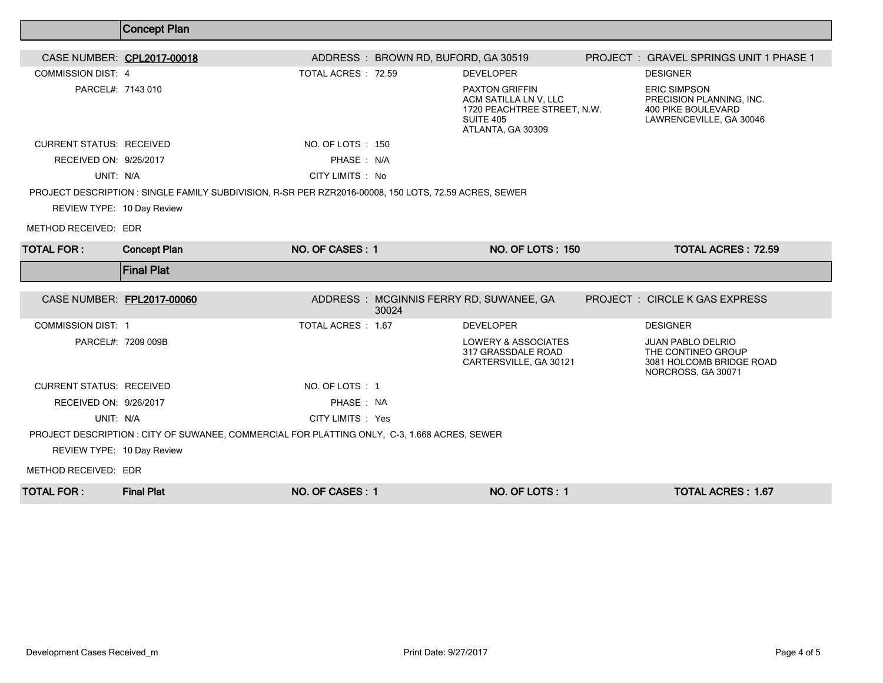## Concept Plan

**CASE NUMBER:** CPL2017-00018
**ADDRESS:** BROWN RD, BUFORD, GA 30519
**PROJECT:** GRAVEL SPRINGS UNIT 1 PHASE 1

COMMISSION DIST: 4
TOTAL ACRES : 72.59

PARCEL#: 7143 010

**DEVELOPER**
PAXTON GRIFFIN
ACM SATILLA LN V, LLC
1720 PEACHTREE STREET, N.W.
SUITE 405
ATLANTA, GA 30309

**DESIGNER**
ERIC SIMPSON
PRECISION PLANNING, INC.
400 PIKE BOULEVARD
LAWRENCEVILLE, GA 30046

CURRENT STATUS: RECEIVED
NO. OF LOTS : 150
RECEIVED ON: 9/26/2017
PHASE : N/A
UNIT: N/A
CITY LIMITS : No

PROJECT DESCRIPTION : SINGLE FAMILY SUBDIVISION, R-SR PER RZR2016-00008, 150 LOTS, 72.59 ACRES, SEWER

REVIEW TYPE: 10 Day Review

METHOD RECEIVED: EDR

| TOTAL FOR : | Concept Plan | NO. OF CASES : 1 | NO. OF LOTS : 150 | TOTAL ACRES : 72.59 |
|---|---|---|---|---|

## Final Plat

**CASE NUMBER:** FPL2017-00060
**ADDRESS:** MCGINNIS FERRY RD, SUWANEE, GA 30024
**PROJECT:** CIRCLE K GAS EXPRESS

COMMISSION DIST: 1
TOTAL ACRES : 1.67

PARCEL#: 7209 009B

**DEVELOPER**
LOWERY & ASSOCIATES
317 GRASSDALE ROAD
CARTERSVILLE, GA 30121

**DESIGNER**
JUAN PABLO DELRIO
THE CONTINEO GROUP
3081 HOLCOMB BRIDGE ROAD
NORCROSS, GA 30071

CURRENT STATUS: RECEIVED
NO. OF LOTS : 1
RECEIVED ON: 9/26/2017
PHASE : NA
UNIT: N/A
CITY LIMITS : Yes

PROJECT DESCRIPTION : CITY OF SUWANEE, COMMERCIAL FOR PLATTING ONLY, C-3, 1.668 ACRES, SEWER

REVIEW TYPE: 10 Day Review

METHOD RECEIVED: EDR

| TOTAL FOR : | Final Plat | NO. OF CASES : 1 | NO. OF LOTS : 1 | TOTAL ACRES : 1.67 |
|---|---|---|---|---|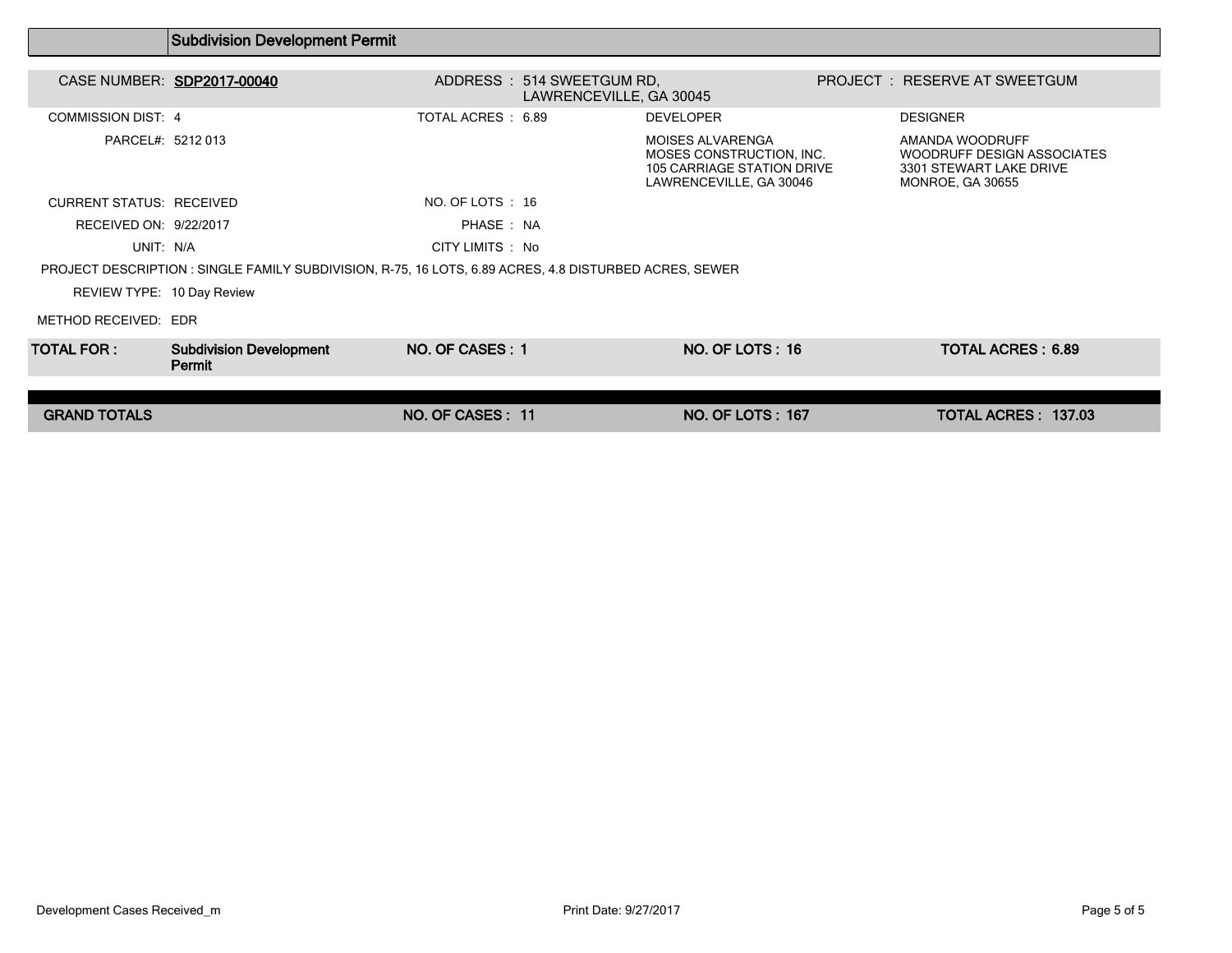## Subdivision Development Permit

| | | | | | |
|---|---|---|---|---|---|
| CASE NUMBER: | **SDP2017-00040** | ADDRESS : | 514 SWEETGUM RD, LAWRENCEVILLE, GA 30045 | PROJECT : | RESERVE AT SWEETGUM |
| COMMISSION DIST: | 4 | TOTAL ACRES : | 6.89 | DEVELOPER | DESIGNER |
| PARCEL#: | 5212 013 | | | MOISES ALVARENGA<br>MOSES CONSTRUCTION, INC.<br>105 CARRIAGE STATION DRIVE<br>LAWRENCEVILLE, GA 30046 | AMANDA WOODRUFF<br>WOODRUFF DESIGN ASSOCIATES<br>3301 STEWART LAKE DRIVE<br>MONROE, GA 30655 |
| CURRENT STATUS: | RECEIVED | NO. OF LOTS : | 16 | | |
| RECEIVED ON: | 9/22/2017 | PHASE : | NA | | |
| UNIT: | N/A | CITY LIMITS : | No | | |

PROJECT DESCRIPTION : SINGLE FAMILY SUBDIVISION, R-75, 16 LOTS, 6.89 ACRES, 4.8 DISTURBED ACRES, SEWER

REVIEW TYPE: 10 Day Review

METHOD RECEIVED: EDR

| | | | | |
|---|---|---|---|---|
| **TOTAL FOR :** | **Subdivision Development Permit** | **NO. OF CASES : 1** | **NO. OF LOTS : 16** | **TOTAL ACRES : 6.89** |
| **GRAND TOTALS** | | **NO. OF CASES : 11** | **NO. OF LOTS : 167** | **TOTAL ACRES : 137.03** |

Development Cases Received_m

Print Date: 9/27/2017